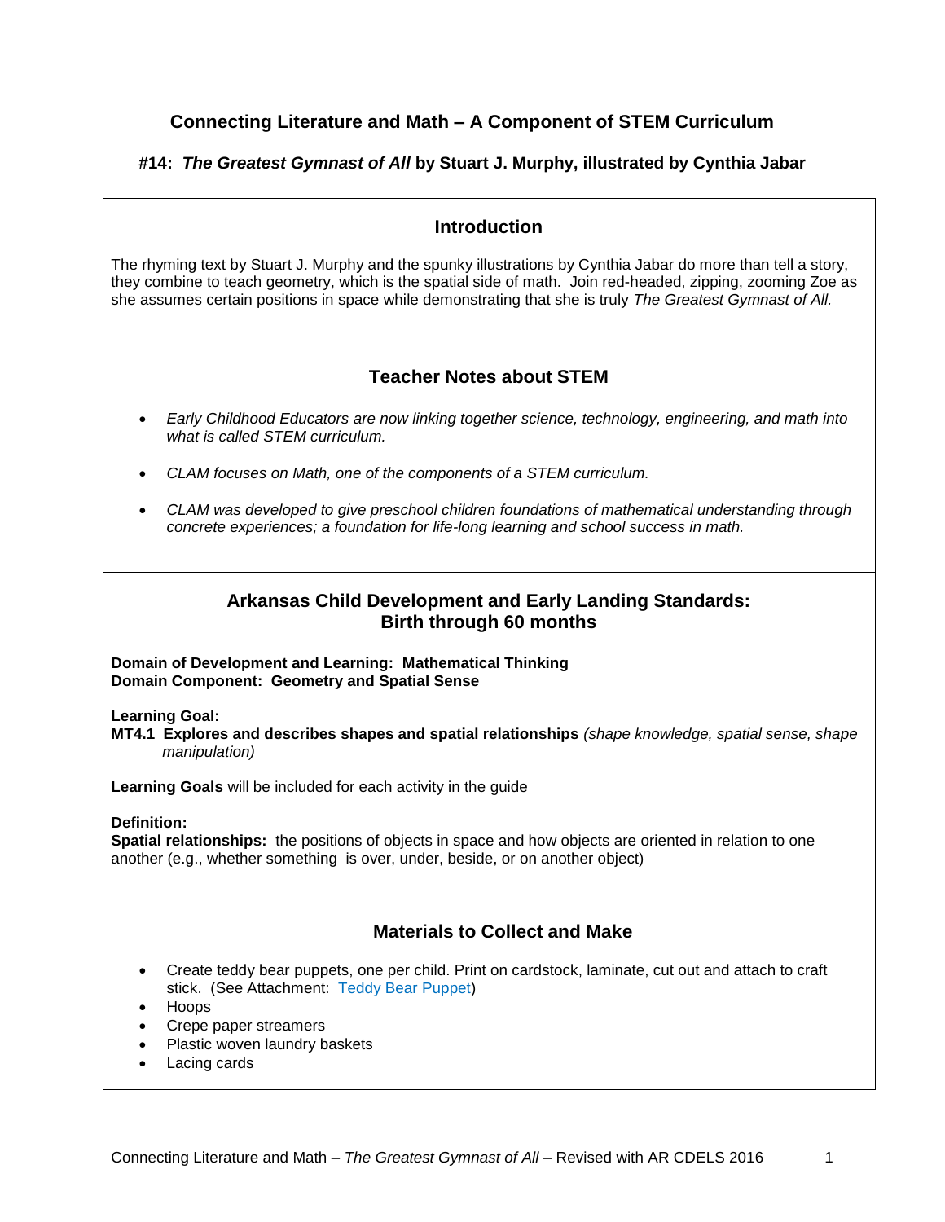# Connecting Literature and Math – A Component of STEM Curriculum

## #14: *The Greatest Gymnast of All* by Stuart J. Murphy, illustrated by Cynthia Jabar

### Introduction

The rhyming text by Stuart J. Murphy and the spunky illustrations by Cynthia Jabar do more than tell a story, they combine to teach geometry, which is the spatial side of math. Join red-headed, zipping, zooming Zoe as she assumes certain positions in space while demonstrating that she is truly *The Greatest Gymnast of All.*

### Teacher Notes about STEM

- *Early Childhood Educators are now linking together science, technology, engineering, and math into what is called STEM curriculum.*
- *CLAM focuses on Math, one of the components of a STEM curriculum.*
- *CLAM was developed to give preschool children foundations of mathematical understanding through concrete experiences; a foundation for life-long learning and school success in math.*

### Arkansas Child Development and Early Landing Standards: Birth through 60 months

**Domain of Development and Learning: Mathematical Thinking**
**Domain Component: Geometry and Spatial Sense**

**Learning Goal:**
**MT4.1 Explores and describes shapes and spatial relationships** *(shape knowledge, spatial sense, shape manipulation)*

**Learning Goals** will be included for each activity in the guide

**Definition:**
**Spatial relationships:** the positions of objects in space and how objects are oriented in relation to one another (e.g., whether something is over, under, beside, or on another object)

### Materials to Collect and Make

- Create teddy bear puppets, one per child. Print on cardstock, laminate, cut out and attach to craft stick. (See Attachment: Teddy Bear Puppet)
- Hoops
- Crepe paper streamers
- Plastic woven laundry baskets
- Lacing cards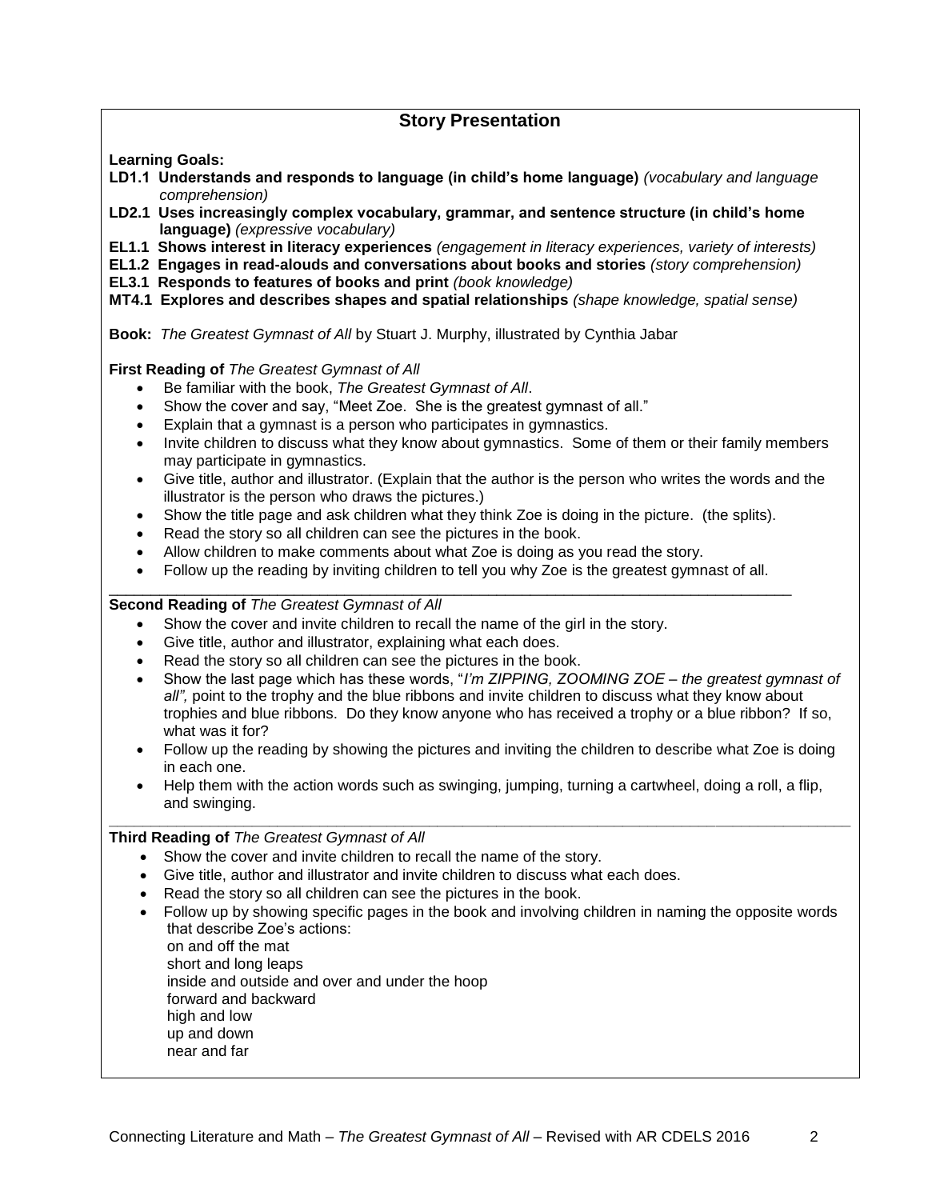## Story Presentation

**Learning Goals:**

**LD1.1 Understands and responds to language (in child's home language)** *(vocabulary and language comprehension)*

**LD2.1 Uses increasingly complex vocabulary, grammar, and sentence structure (in child's home language)** *(expressive vocabulary)*

**EL1.1 Shows interest in literacy experiences** *(engagement in literacy experiences, variety of interests)*

**EL1.2 Engages in read-alouds and conversations about books and stories** *(story comprehension)*

**EL3.1 Responds to features of books and print** *(book knowledge)*

**MT4.1 Explores and describes shapes and spatial relationships** *(shape knowledge, spatial sense)*

**Book:** *The Greatest Gymnast of All* by Stuart J. Murphy, illustrated by Cynthia Jabar

**First Reading of** *The Greatest Gymnast of All*

- Be familiar with the book, *The Greatest Gymnast of All*.
- Show the cover and say, "Meet Zoe. She is the greatest gymnast of all."
- Explain that a gymnast is a person who participates in gymnastics.
- Invite children to discuss what they know about gymnastics. Some of them or their family members may participate in gymnastics.
- Give title, author and illustrator. (Explain that the author is the person who writes the words and the illustrator is the person who draws the pictures.)
- Show the title page and ask children what they think Zoe is doing in the picture. (the splits).
- Read the story so all children can see the pictures in the book.
- Allow children to make comments about what Zoe is doing as you read the story.
- Follow up the reading by inviting children to tell you why Zoe is the greatest gymnast of all.

---

**Second Reading of** *The Greatest Gymnast of All*

- Show the cover and invite children to recall the name of the girl in the story.
- Give title, author and illustrator, explaining what each does.
- Read the story so all children can see the pictures in the book.
- Show the last page which has these words, "*I'm ZIPPING, ZOOMING ZOE – the greatest gymnast of all",* point to the trophy and the blue ribbons and invite children to discuss what they know about trophies and blue ribbons. Do they know anyone who has received a trophy or a blue ribbon? If so, what was it for?
- Follow up the reading by showing the pictures and inviting the children to describe what Zoe is doing in each one.
- Help them with the action words such as swinging, jumping, turning a cartwheel, doing a roll, a flip, and swinging.

---

**Third Reading of** *The Greatest Gymnast of All*

- Show the cover and invite children to recall the name of the story.
- Give title, author and illustrator and invite children to discuss what each does.
- Read the story so all children can see the pictures in the book.
- Follow up by showing specific pages in the book and involving children in naming the opposite words that describe Zoe's actions:
  on and off the mat
  short and long leaps
  inside and outside and over and under the hoop
  forward and backward
  high and low
  up and down
  near and far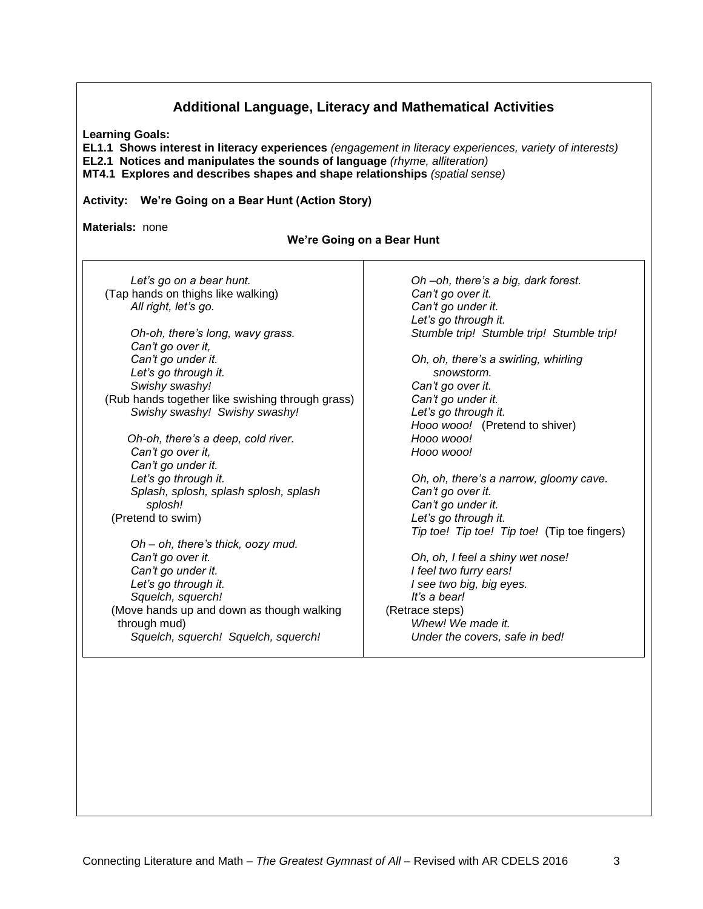## Additional Language, Literacy and Mathematical Activities

**Learning Goals:**
**EL1.1 Shows interest in literacy experiences** *(engagement in literacy experiences, variety of interests)*
**EL2.1 Notices and manipulates the sounds of language** *(rhyme, alliteration)*
**MT4.1 Explores and describes shapes and shape relationships** *(spatial sense)*

**Activity: We're Going on a Bear Hunt (Action Story)**

**Materials:** none

**We're Going on a Bear Hunt**

*Let's go on a bear hunt.*
(Tap hands on thighs like walking)
*All right, let's go.*

*Oh-oh, there's long, wavy grass.*
*Can't go over it,*
*Can't go under it.*
*Let's go through it.*
*Swishy swashy!*
(Rub hands together like swishing through grass)
*Swishy swashy! Swishy swashy!*

*Oh-oh, there's a deep, cold river.*
*Can't go over it,*
*Can't go under it.*
*Let's go through it.*
*Splash, splosh, splash splosh, splash splosh!*
(Pretend to swim)

*Oh – oh, there's thick, oozy mud.*
*Can't go over it.*
*Can't go under it.*
*Let's go through it.*
*Squelch, squerch!*
(Move hands up and down as though walking through mud)
*Squelch, squerch! Squelch, squerch!*

*Oh –oh, there's a big, dark forest.*
*Can't go over it.*
*Can't go under it.*
*Let's go through it.*
*Stumble trip! Stumble trip! Stumble trip!*

*Oh, oh, there's a swirling, whirling snowstorm.*
*Can't go over it.*
*Can't go under it.*
*Let's go through it.*
*Hooo wooo!* (Pretend to shiver)
*Hooo wooo!*
*Hooo wooo!*

*Oh, oh, there's a narrow, gloomy cave.*
*Can't go over it.*
*Can't go under it.*
*Let's go through it.*
*Tip toe! Tip toe! Tip toe!* (Tip toe fingers)

*Oh, oh, I feel a shiny wet nose!*
*I feel two furry ears!*
*I see two big, big eyes.*
*It's a bear!*
(Retrace steps)
*Whew! We made it.*
*Under the covers, safe in bed!*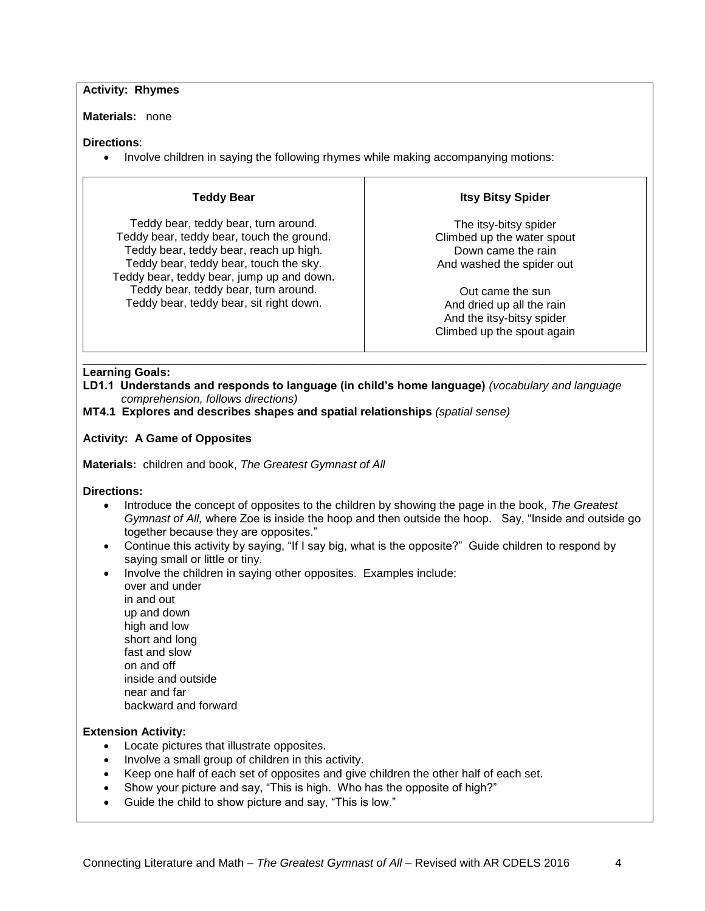**Activity: Rhymes**

**Materials:** none

**Directions**:

- Involve children in saying the following rhymes while making accompanying motions:

| **Teddy Bear** | **Itsy Bitsy Spider** |
|---|---|
| Teddy bear, teddy bear, turn around.<br>Teddy bear, teddy bear, touch the ground.<br>Teddy bear, teddy bear, reach up high.<br>Teddy bear, teddy bear, touch the sky.<br>Teddy bear, teddy bear, jump up and down.<br>Teddy bear, teddy bear, turn around.<br>Teddy bear, teddy bear, sit right down. | The itsy-bitsy spider<br>Climbed up the water spout<br>Down came the rain<br>And washed the spider out<br><br>Out came the sun<br>And dried up all the rain<br>And the itsy-bitsy spider<br>Climbed up the spout again |

---

**Learning Goals:**

**LD1.1 Understands and responds to language (in child's home language)** *(vocabulary and language comprehension, follows directions)*

**MT4.1 Explores and describes shapes and spatial relationships** *(spatial sense)*

**Activity: A Game of Opposites**

**Materials:** children and book, *The Greatest Gymnast of All*

**Directions:**

- Introduce the concept of opposites to the children by showing the page in the book, *The Greatest Gymnast of All,* where Zoe is inside the hoop and then outside the hoop. Say, "Inside and outside go together because they are opposites."
- Continue this activity by saying, "If I say big, what is the opposite?" Guide children to respond by saying small or little or tiny.
- Involve the children in saying other opposites. Examples include:
  over and under
  in and out
  up and down
  high and low
  short and long
  fast and slow
  on and off
  inside and outside
  near and far
  backward and forward

**Extension Activity:**

- Locate pictures that illustrate opposites.
- Involve a small group of children in this activity.
- Keep one half of each set of opposites and give children the other half of each set.
- Show your picture and say, "This is high. Who has the opposite of high?"
- Guide the child to show picture and say, "This is low."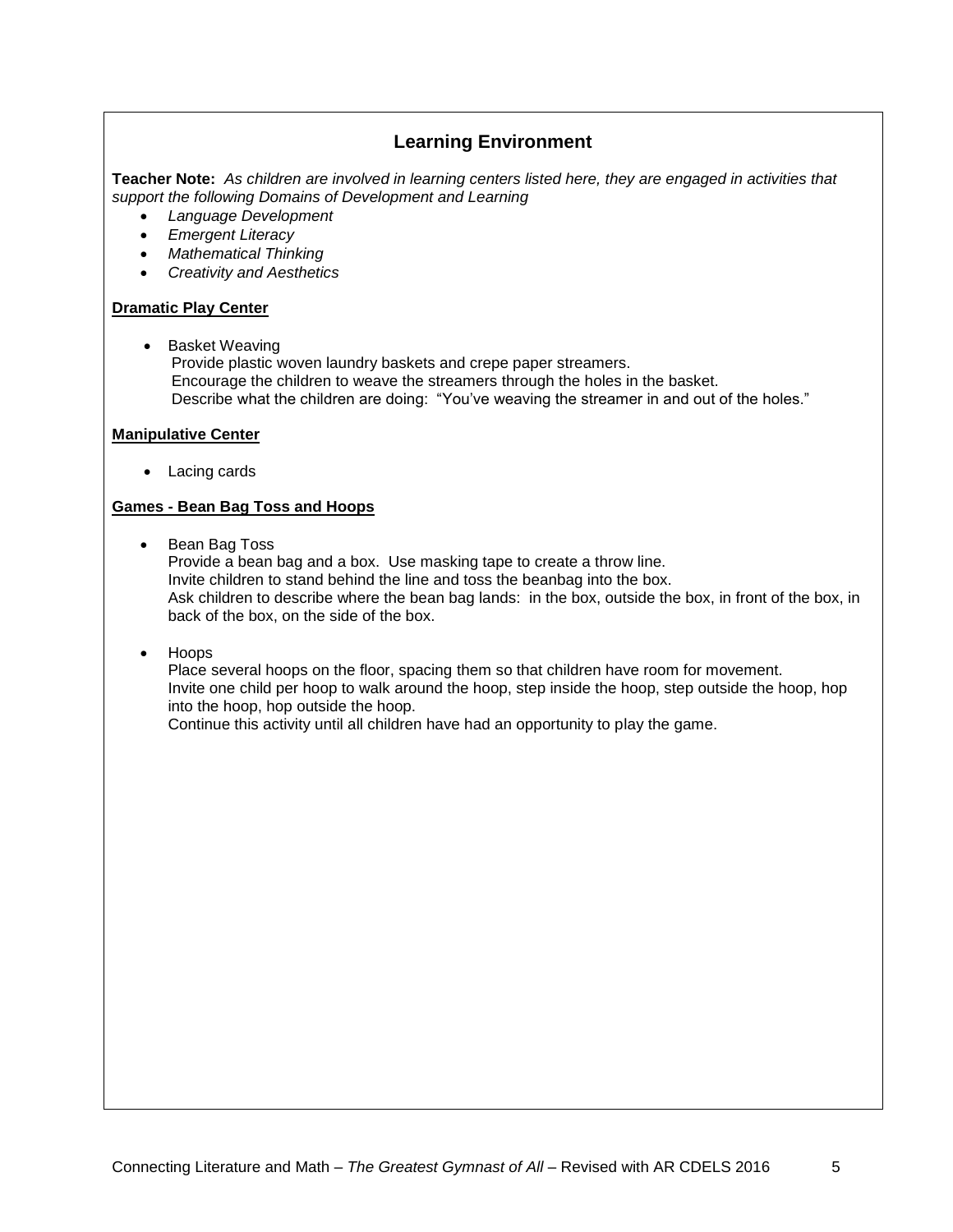## Learning Environment

**Teacher Note:** *As children are involved in learning centers listed here, they are engaged in activities that support the following Domains of Development and Learning*

- *Language Development*
- *Emergent Literacy*
- *Mathematical Thinking*
- *Creativity and Aesthetics*

**Dramatic Play Center**

- Basket Weaving
  Provide plastic woven laundry baskets and crepe paper streamers.
  Encourage the children to weave the streamers through the holes in the basket.
  Describe what the children are doing: "You've weaving the streamer in and out of the holes."

**Manipulative Center**

- Lacing cards

**Games - Bean Bag Toss and Hoops**

- Bean Bag Toss
  Provide a bean bag and a box. Use masking tape to create a throw line.
  Invite children to stand behind the line and toss the beanbag into the box.
  Ask children to describe where the bean bag lands: in the box, outside the box, in front of the box, in back of the box, on the side of the box.

- Hoops
  Place several hoops on the floor, spacing them so that children have room for movement.
  Invite one child per hoop to walk around the hoop, step inside the hoop, step outside the hoop, hop into the hoop, hop outside the hoop.
  Continue this activity until all children have had an opportunity to play the game.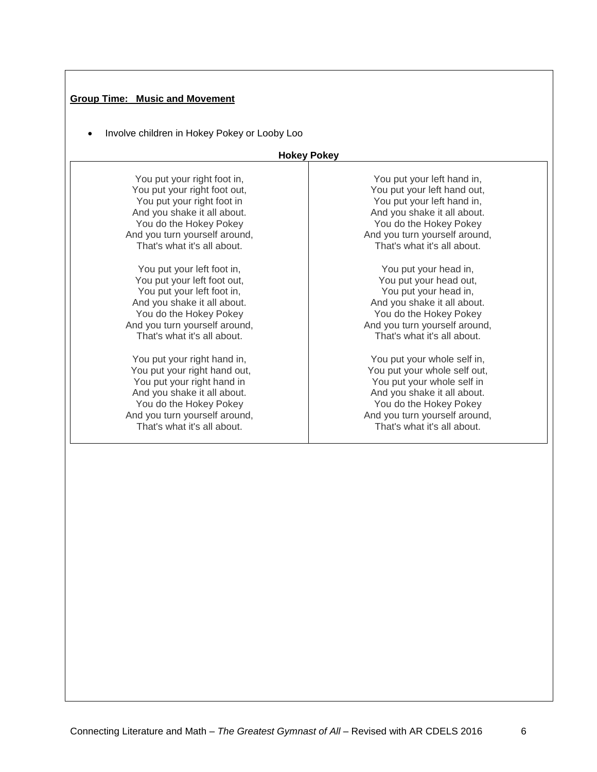**Group Time: Music and Movement**

- Involve children in Hokey Pokey or Looby Loo

**Hokey Pokey**

You put your right foot in,
You put your right foot out,
You put your right foot in
And you shake it all about.
You do the Hokey Pokey
And you turn yourself around,
That's what it's all about.

You put your left foot in,
You put your left foot out,
You put your left foot in,
And you shake it all about.
You do the Hokey Pokey
And you turn yourself around,
That's what it's all about.

You put your right hand in,
You put your right hand out,
You put your right hand in
And you shake it all about.
You do the Hokey Pokey
And you turn yourself around,
That's what it's all about.

You put your left hand in,
You put your left hand out,
You put your left hand in,
And you shake it all about.
You do the Hokey Pokey
And you turn yourself around,
That's what it's all about.

You put your head in,
You put your head out,
You put your head in,
And you shake it all about.
You do the Hokey Pokey
And you turn yourself around,
That's what it's all about.

You put your whole self in,
You put your whole self out,
You put your whole self in
And you shake it all about.
You do the Hokey Pokey
And you turn yourself around,
That's what it's all about.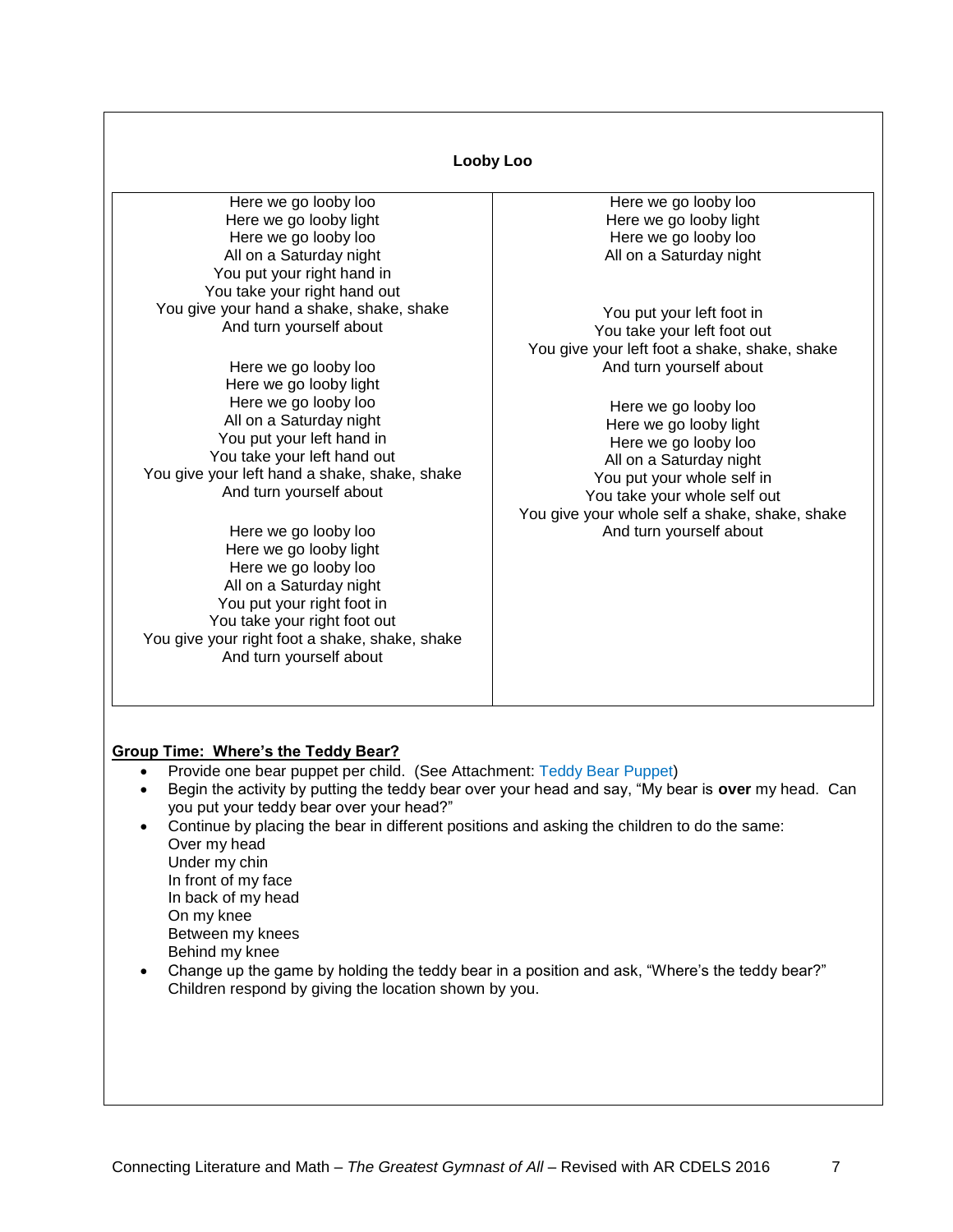**Looby Loo**

Here we go looby loo
Here we go looby light
Here we go looby loo
All on a Saturday night
You put your right hand in
You take your right hand out
You give your hand a shake, shake, shake
And turn yourself about

Here we go looby loo
Here we go looby light
Here we go looby loo
All on a Saturday night
You put your left hand in
You take your left hand out
You give your left hand a shake, shake, shake
And turn yourself about

Here we go looby loo
Here we go looby light
Here we go looby loo
All on a Saturday night
You put your right foot in
You take your right foot out
You give your right foot a shake, shake, shake
And turn yourself about

Here we go looby loo
Here we go looby light
Here we go looby loo
All on a Saturday night

You put your left foot in
You take your left foot out
You give your left foot a shake, shake, shake
And turn yourself about

Here we go looby loo
Here we go looby light
Here we go looby loo
All on a Saturday night
You put your whole self in
You take your whole self out
You give your whole self a shake, shake, shake
And turn yourself about

**Group Time: Where's the Teddy Bear?**

- Provide one bear puppet per child. (See Attachment: Teddy Bear Puppet)
- Begin the activity by putting the teddy bear over your head and say, "My bear is **over** my head. Can you put your teddy bear over your head?"
- Continue by placing the bear in different positions and asking the children to do the same:
  Over my head
  Under my chin
  In front of my face
  In back of my head
  On my knee
  Between my knees
  Behind my knee
- Change up the game by holding the teddy bear in a position and ask, "Where's the teddy bear?" Children respond by giving the location shown by you.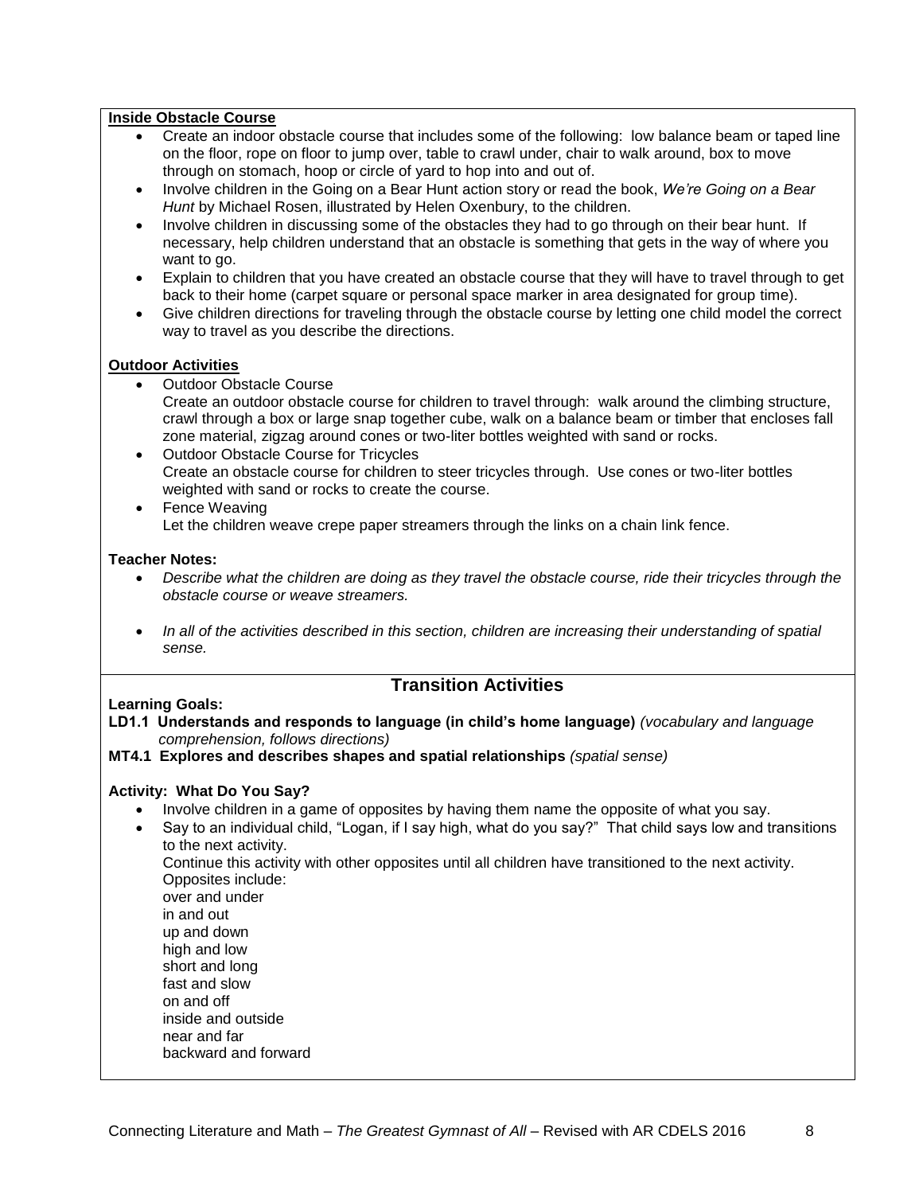**Inside Obstacle Course**

- Create an indoor obstacle course that includes some of the following: low balance beam or taped line on the floor, rope on floor to jump over, table to crawl under, chair to walk around, box to move through on stomach, hoop or circle of yard to hop into and out of.
- Involve children in the Going on a Bear Hunt action story or read the book, *We're Going on a Bear Hunt* by Michael Rosen, illustrated by Helen Oxenbury, to the children.
- Involve children in discussing some of the obstacles they had to go through on their bear hunt. If necessary, help children understand that an obstacle is something that gets in the way of where you want to go.
- Explain to children that you have created an obstacle course that they will have to travel through to get back to their home (carpet square or personal space marker in area designated for group time).
- Give children directions for traveling through the obstacle course by letting one child model the correct way to travel as you describe the directions.

**Outdoor Activities**

- Outdoor Obstacle Course
  Create an outdoor obstacle course for children to travel through: walk around the climbing structure, crawl through a box or large snap together cube, walk on a balance beam or timber that encloses fall zone material, zigzag around cones or two-liter bottles weighted with sand or rocks.
- Outdoor Obstacle Course for Tricycles
  Create an obstacle course for children to steer tricycles through. Use cones or two-liter bottles weighted with sand or rocks to create the course.
- Fence Weaving
  Let the children weave crepe paper streamers through the links on a chain link fence.

**Teacher Notes:**

- *Describe what the children are doing as they travel the obstacle course, ride their tricycles through the obstacle course or weave streamers.*
- *In all of the activities described in this section, children are increasing their understanding of spatial sense.*

## Transition Activities

**Learning Goals:**

**LD1.1 Understands and responds to language (in child's home language)** *(vocabulary and language comprehension, follows directions)*

**MT4.1 Explores and describes shapes and spatial relationships** *(spatial sense)*

**Activity: What Do You Say?**

- Involve children in a game of opposites by having them name the opposite of what you say.
- Say to an individual child, "Logan, if I say high, what do you say?" That child says low and transitions to the next activity.
  Continue this activity with other opposites until all children have transitioned to the next activity.
  Opposites include:
  over and under
  in and out
  up and down
  high and low
  short and long
  fast and slow
  on and off
  inside and outside
  near and far
  backward and forward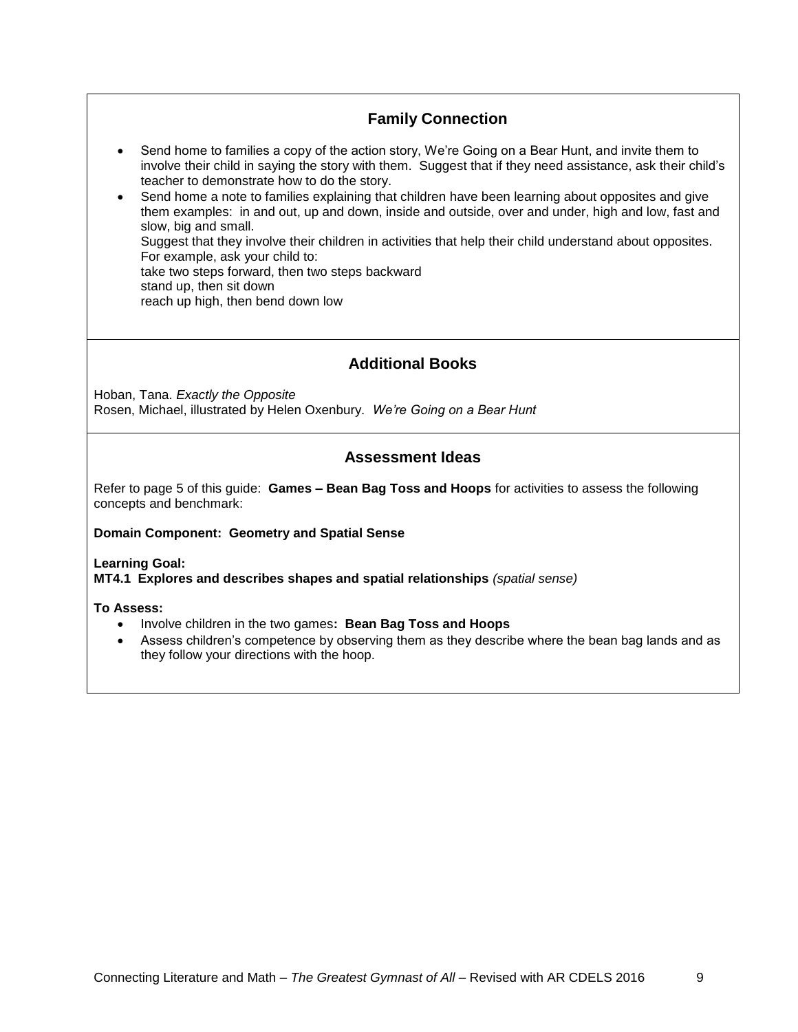## Family Connection

- Send home to families a copy of the action story, We're Going on a Bear Hunt, and invite them to involve their child in saying the story with them. Suggest that if they need assistance, ask their child's teacher to demonstrate how to do the story.
- Send home a note to families explaining that children have been learning about opposites and give them examples: in and out, up and down, inside and outside, over and under, high and low, fast and slow, big and small.

  Suggest that they involve their children in activities that help their child understand about opposites. For example, ask your child to:
  take two steps forward, then two steps backward
  stand up, then sit down
  reach up high, then bend down low

## Additional Books

Hoban, Tana. *Exactly the Opposite*
Rosen, Michael, illustrated by Helen Oxenbury. *We're Going on a Bear Hunt*

## Assessment Ideas

Refer to page 5 of this guide: **Games – Bean Bag Toss and Hoops** for activities to assess the following concepts and benchmark:

**Domain Component: Geometry and Spatial Sense**

**Learning Goal:**
**MT4.1 Explores and describes shapes and spatial relationships** *(spatial sense)*

**To Assess:**

- Involve children in the two games**: Bean Bag Toss and Hoops**
- Assess children's competence by observing them as they describe where the bean bag lands and as they follow your directions with the hoop.